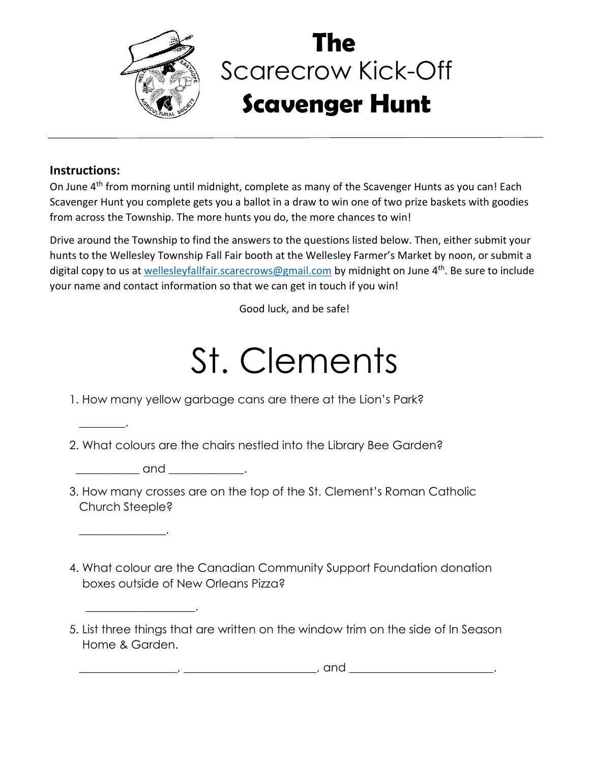# The Scarecrow Kick-Off Scavenger Hunt

**Instructions:**

On June 4th from morning until midnight, complete as many of the Scavenger Hunts as you can! Each Scavenger Hunt you complete gets you a ballot in a draw to win one of two prize baskets with goodies from across the Township. The more hunts you do, the more chances to win!

Drive around the Township to find the answers to the questions listed below. Then, either submit your hunts to the Wellesley Township Fall Fair booth at the Wellesley Farmer's Market by noon, or submit a digital copy to us at wellesleyfallfair.scarecrows@gmail.com by midnight on June 4th. Be sure to include your name and contact information so that we can get in touch if you win!

Good luck, and be safe!

# St. Clements

1. How many yellow garbage cans are there at the Lion's Park?

   ________.

2. What colours are the chairs nestled into the Library Bee Garden?

   ___________ and _____________.

3. How many crosses are on the top of the St. Clement's Roman Catholic Church Steeple?

   _______________.

4. What colour are the Canadian Community Support Foundation donation boxes outside of New Orleans Pizza?

   ___________________.

5. List three things that are written on the window trim on the side of In Season Home & Garden.

   _________________, _______________________, and _________________________.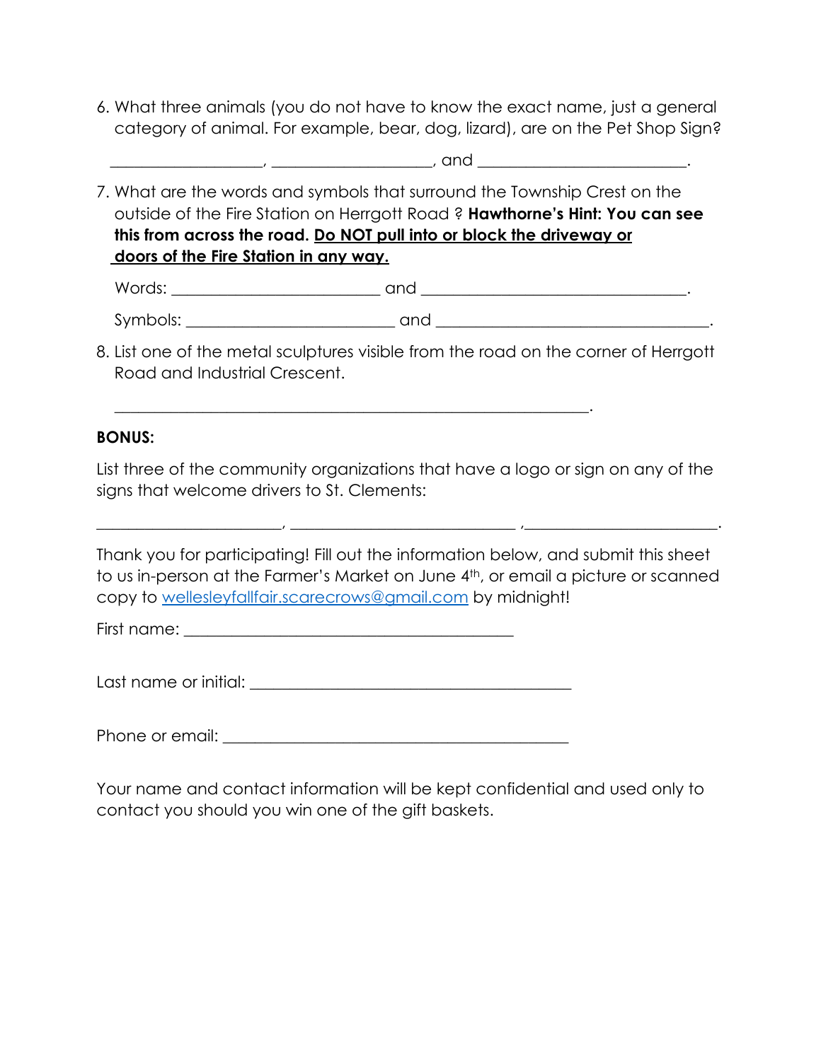6. What three animals (you do not have to know the exact name, just a general category of animal. For example, bear, dog, lizard), are on the Pet Shop Sign?

   ___________________, ___________________, and _________________________.

7. What are the words and symbols that surround the Township Crest on the outside of the Fire Station on Herrgott Road ? **Hawthorne's Hint: You can see this from across the road. <u>Do NOT pull into or block the driveway or doors of the Fire Station in any way.</u>**

   Words: _________________________ and ________________________________.

   Symbols: _________________________ and _________________________________.

8. List one of the metal sculptures visible from the road on the corner of Herrgott Road and Industrial Crescent.

   ________________________________________________________.

**BONUS:**

List three of the community organizations that have a logo or sign on any of the signs that welcome drivers to St. Clements:

_______________________, ____________________________ ,________________________.

Thank you for participating! Fill out the information below, and submit this sheet to us in-person at the Farmer's Market on June 4th, or email a picture or scanned copy to [wellesleyfallfair.scarecrows@gmail.com](mailto:wellesleyfallfair.scarecrows@gmail.com) by midnight!

First name: ________________________________________

Last name or initial: ________________________________________

Phone or email: ____________________________________________

Your name and contact information will be kept confidential and used only to contact you should you win one of the gift baskets.